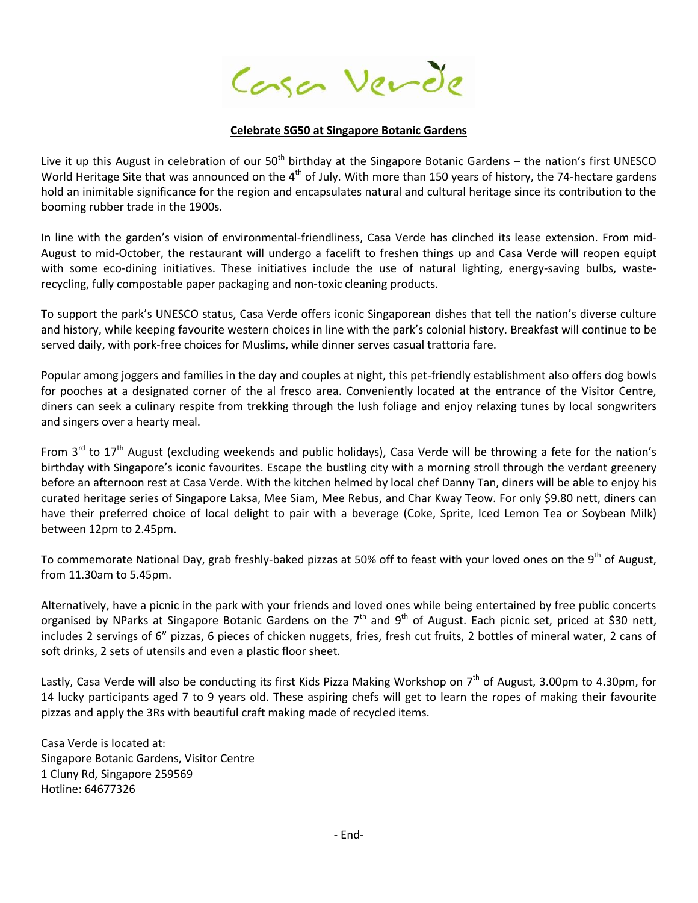Casa Verde

**Celebrate SG50 at Singapore Botanic Gardens**

Live it up this August in celebration of our 50th birthday at the Singapore Botanic Gardens – the nation's first UNESCO World Heritage Site that was announced on the 4th of July. With more than 150 years of history, the 74-hectare gardens hold an inimitable significance for the region and encapsulates natural and cultural heritage since its contribution to the booming rubber trade in the 1900s.

In line with the garden's vision of environmental-friendliness, Casa Verde has clinched its lease extension. From mid-August to mid-October, the restaurant will undergo a facelift to freshen things up and Casa Verde will reopen equipt with some eco-dining initiatives. These initiatives include the use of natural lighting, energy-saving bulbs, waste-recycling, fully compostable paper packaging and non-toxic cleaning products.

To support the park's UNESCO status, Casa Verde offers iconic Singaporean dishes that tell the nation's diverse culture and history, while keeping favourite western choices in line with the park's colonial history. Breakfast will continue to be served daily, with pork-free choices for Muslims, while dinner serves casual trattoria fare.

Popular among joggers and families in the day and couples at night, this pet-friendly establishment also offers dog bowls for pooches at a designated corner of the al fresco area. Conveniently located at the entrance of the Visitor Centre, diners can seek a culinary respite from trekking through the lush foliage and enjoy relaxing tunes by local songwriters and singers over a hearty meal.

From 3rd to 17th August (excluding weekends and public holidays), Casa Verde will be throwing a fete for the nation's birthday with Singapore's iconic favourites. Escape the bustling city with a morning stroll through the verdant greenery before an afternoon rest at Casa Verde. With the kitchen helmed by local chef Danny Tan, diners will be able to enjoy his curated heritage series of Singapore Laksa, Mee Siam, Mee Rebus, and Char Kway Teow. For only $9.80 nett, diners can have their preferred choice of local delight to pair with a beverage (Coke, Sprite, Iced Lemon Tea or Soybean Milk) between 12pm to 2.45pm.

To commemorate National Day, grab freshly-baked pizzas at 50% off to feast with your loved ones on the 9th of August, from 11.30am to 5.45pm.

Alternatively, have a picnic in the park with your friends and loved ones while being entertained by free public concerts organised by NParks at Singapore Botanic Gardens on the 7th and 9th of August. Each picnic set, priced at $30 nett, includes 2 servings of 6" pizzas, 6 pieces of chicken nuggets, fries, fresh cut fruits, 2 bottles of mineral water, 2 cans of soft drinks, 2 sets of utensils and even a plastic floor sheet.

Lastly, Casa Verde will also be conducting its first Kids Pizza Making Workshop on 7th of August, 3.00pm to 4.30pm, for 14 lucky participants aged 7 to 9 years old. These aspiring chefs will get to learn the ropes of making their favourite pizzas and apply the 3Rs with beautiful craft making made of recycled items.

Casa Verde is located at:
Singapore Botanic Gardens, Visitor Centre
1 Cluny Rd, Singapore 259569
Hotline: 64677326

- End-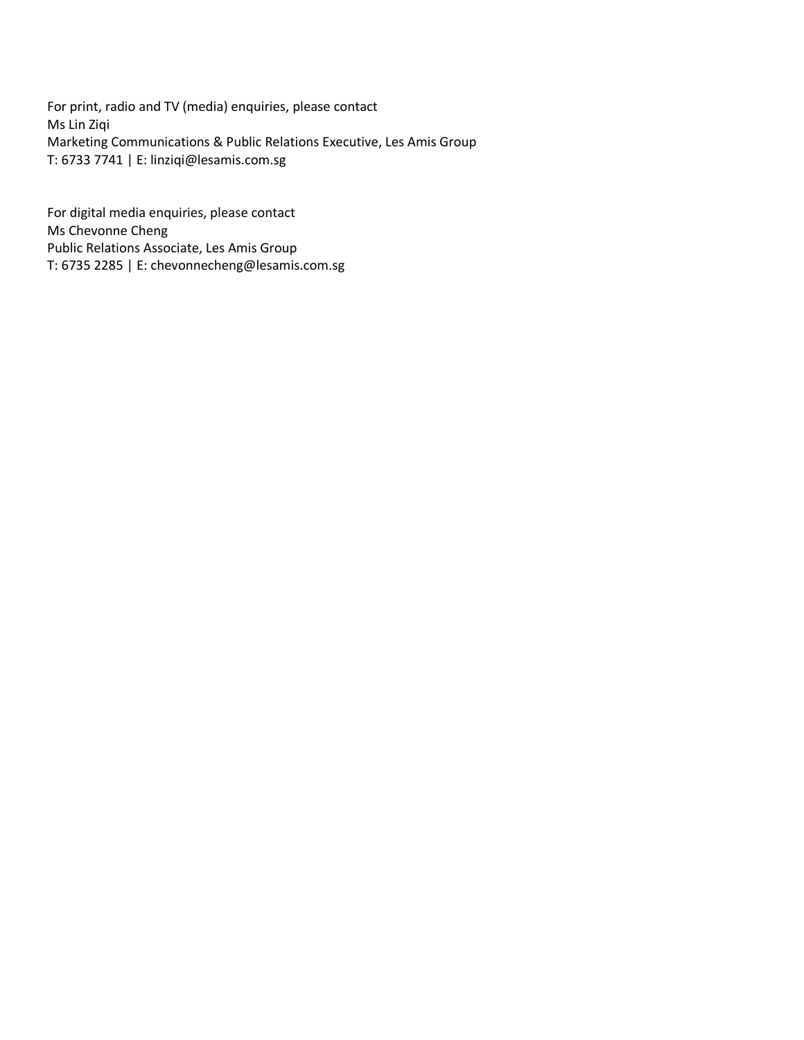For print, radio and TV (media) enquiries, please contact
Ms Lin Ziqi
Marketing Communications & Public Relations Executive, Les Amis Group
T: 6733 7741 | E: linziqi@lesamis.com.sg

For digital media enquiries, please contact
Ms Chevonne Cheng
Public Relations Associate, Les Amis Group
T: 6735 2285 | E: chevonnecheng@lesamis.com.sg